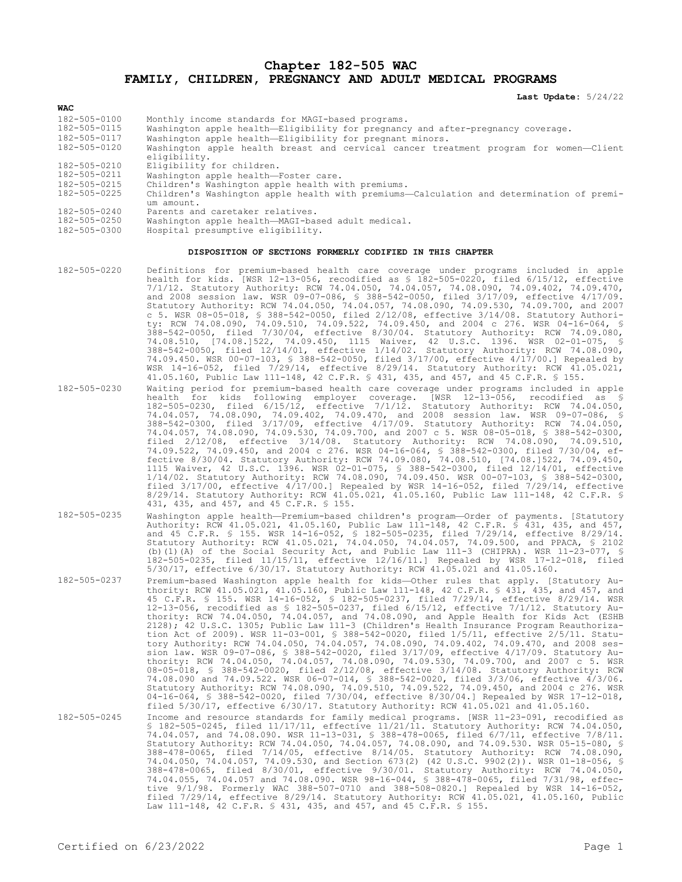# Chapter 182-505 WAC
# FAMILY, CHILDREN, PREGNANCY AND ADULT MEDICAL PROGRAMS

**Last Update:** 5/24/22

**WAC**

| | |
|---|---|
| 182-505-0100 | Monthly income standards for MAGI-based programs. |
| 182-505-0115 | Washington apple health—Eligibility for pregnancy and after-pregnancy coverage. |
| 182-505-0117 | Washington apple health—Eligibility for pregnant minors. |
| 182-505-0120 | Washington apple health breast and cervical cancer treatment program for women—Client eligibility. |
| 182-505-0210 | Eligibility for children. |
| 182-505-0211 | Washington apple health—Foster care. |
| 182-505-0215 | Children's Washington apple health with premiums. |
| 182-505-0225 | Children's Washington apple health with premiums—Calculation and determination of premium amount. |
| 182-505-0240 | Parents and caretaker relatives. |
| 182-505-0250 | Washington apple health—MAGI-based adult medical. |
| 182-505-0300 | Hospital presumptive eligibility. |

**DISPOSITION OF SECTIONS FORMERLY CODIFIED IN THIS CHAPTER**

| | |
|---|---|
| 182-505-0220 | Definitions for premium-based health care coverage under programs included in apple health for kids. [WSR 12-13-056, recodified as § 182-505-0220, filed 6/15/12, effective 7/1/12. Statutory Authority: RCW 74.04.050, 74.04.057, 74.08.090, 74.09.402, 74.09.470, and 2008 session law. WSR 09-07-086, § 388-542-0050, filed 3/17/09, effective 4/17/09. Statutory Authority: RCW 74.04.050, 74.04.057, 74.08.090, 74.09.530, 74.09.700, and 2007 c 5. WSR 08-05-018, § 388-542-0300, filed 2/12/08, effective 3/14/08. Statutory Authority: RCW 74.08.090, 74.09.510, 74.09.522, 74.09.450, and 2004 c 276. WSR 04-16-064, § 388-542-0050, filed 7/30/04, effective 8/30/04. Statutory Authority: RCW 74.09.080, 74.08.510, [74.08.]522, 74.09.450, 1115 Waiver, 42 U.S.C. 1396. WSR 02-01-075, § 388-542-0050, filed 12/14/01, effective 1/14/02. Statutory Authority: RCW 74.08.090, 74.09.450. WSR 00-07-103, § 388-542-0050, filed 3/17/00, effective 4/17/00.] Repealed by WSR 14-16-052, filed 7/29/14, effective 8/29/14. Statutory Authority: RCW 41.05.021, 41.05.160, Public Law 111-148, 42 C.F.R. § 431, 435, and 457, and 45 C.F.R. § 155. |
| 182-505-0230 | Waiting period for premium-based health care coverage under programs included in apple health for kids following employer coverage. [WSR 12-13-056, recodified as § 182-505-0230, filed 6/15/12, effective 7/1/12. Statutory Authority: RCW 74.04.050, 74.04.057, 74.08.090, 74.09.402, 74.09.470, and 2008 session law. WSR 09-07-086, § 388-542-0300, filed 3/17/09, effective 4/17/09. Statutory Authority: RCW 74.04.050, 74.04.057, 74.08.090, 74.09.530, 74.09.700, and 2007 c 5. WSR 08-05-018, § 388-542-0300, filed 2/12/08, effective 3/14/08. Statutory Authority: RCW 74.08.090, 74.09.510, 74.09.522, 74.09.450, and 2004 c 276. WSR 04-16-064, § 388-542-0300, filed 7/30/04, effective 8/30/04. Statutory Authority: RCW 74.09.080, 74.08.510, [74.08.]522, 74.09.450, 1115 Waiver, 42 U.S.C. 1396. WSR 02-01-075, § 388-542-0300, filed 12/14/01, effective 1/14/02. Statutory Authority: RCW 74.08.090, 74.09.450. WSR 00-07-103, § 388-542-0300, filed 3/17/00, effective 4/17/00.] Repealed by WSR 14-16-052, filed 7/29/14, effective 8/29/14. Statutory Authority: RCW 41.05.021, 41.05.160, Public Law 111-148, 42 C.F.R. § 431, 435, and 457, and 45 C.F.R. § 155. |
| 182-505-0235 | Washington apple health—Premium-based children's program—Order of payments. [Statutory Authority: RCW 41.05.021, 41.05.160, Public Law 111-148, 42 C.F.R. § 431, 435, and 457, and 45 C.F.R. § 155. WSR 14-16-052, § 182-505-0235, filed 7/29/14, effective 8/29/14. Statutory Authority: RCW 41.05.021, 74.04.050, 74.04.057, 74.09.500, and PPACA, § 2102 (b)(1)(A) of the Social Security Act, and Public Law 111-3 (CHIPRA). WSR 11-23-077, § 182-505-0235, filed 11/15/11, effective 12/16/11.] Repealed by WSR 17-12-018, filed 5/30/17, effective 6/30/17. Statutory Authority: RCW 41.05.021 and 41.05.160. |
| 182-505-0237 | Premium-based Washington apple health for kids—Other rules that apply. [Statutory Authority: RCW 41.05.021, 41.05.160, Public Law 111-148, 42 C.F.R. § 431, 435, and 457, and 45 C.F.R. § 155. WSR 14-16-052, § 182-505-0237, filed 7/29/14, effective 8/29/14. WSR 12-13-056, recodified as § 182-505-0237, filed 6/15/12, effective 7/1/12. Statutory Authority: RCW 74.04.050, 74.04.057, and 74.08.090, and Apple Health for Kids Act (ESHB 2128); 42 U.S.C. 1305; Public Law 111-3 (Children's Health Insurance Program Reauthorization Act of 2009). WSR 11-03-001, § 388-542-0020, filed 1/5/11, effective 2/5/11. Statutory Authority: RCW 74.04.050, 74.04.057, 74.08.090, 74.09.402, 74.09.470, and 2008 session law. WSR 09-07-086, § 388-542-0020, filed 3/17/09, effective 4/17/09. Statutory Authority: RCW 74.04.050, 74.04.057, 74.08.090, 74.09.530, 74.09.700, and 2007 c 5. WSR 08-05-018, § 388-542-0020, filed 2/12/08, effective 3/14/08. Statutory Authority: RCW 74.08.090 and 74.09.522. WSR 06-07-014, § 388-542-0020, filed 3/3/06, effective 4/3/06. Statutory Authority: RCW 74.08.090, 74.09.510, 74.09.522, 74.09.450, and 2004 c 276. WSR 04-16-064, § 388-542-0020, filed 7/30/04, effective 8/30/04.] Repealed by WSR 17-12-018, filed 5/30/17, effective 6/30/17. Statutory Authority: RCW 41.05.021 and 41.05.160. |
| 182-505-0245 | Income and resource standards for family medical programs. [WSR 11-23-091, recodified as § 182-505-0245, filed 11/17/11, effective 11/21/11. Statutory Authority: RCW 74.04.050, 74.04.057, and 74.08.090. WSR 11-13-031, § 388-478-0065, filed 6/7/11, effective 7/8/11. Statutory Authority: RCW 74.04.050, 74.04.057, 74.08.090, and 74.09.530. WSR 05-15-080, § 388-478-0065, filed 7/14/05, effective 8/14/05. Statutory Authority: RCW 74.08.090, 74.04.050, 74.04.057, 74.09.530, and Section 673(2) (42 U.S.C. 9902(2)). WSR 01-18-056, § 388-478-0065, filed 8/30/01, effective 9/30/01. Statutory Authority: RCW 74.04.050, 74.04.055, 74.04.057 and 74.08.090. WSR 98-16-044, § 388-478-0065, filed 7/31/98, effective 9/1/98. Formerly WAC 388-507-0710 and 388-508-0820.] Repealed by WSR 14-16-052, filed 7/29/14, effective 8/29/14. Statutory Authority: RCW 41.05.021, 41.05.160, Public Law 111-148, 42 C.F.R. § 431, 435, and 457, and 45 C.F.R. § 155. |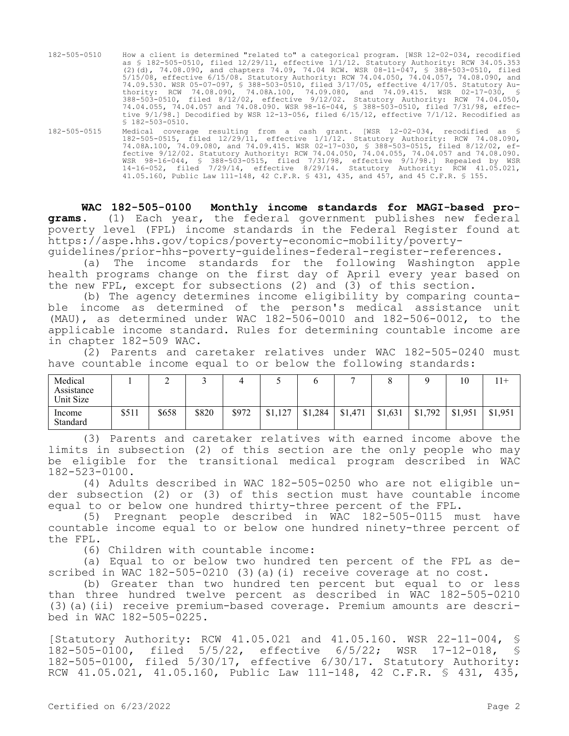182-505-0510 How a client is determined "related to" a categorical program. [WSR 12-02-034, recodified as § 182-505-0510, filed 12/29/11, effective 1/1/12. Statutory Authority: RCW 34.05.353 (2)(d), 74.08.090, and chapters 74.09, 74.04 RCW. WSR 08-11-047, § 388-503-0510, filed 5/15/08, effective 6/15/08. Statutory Authority: RCW 74.04.050, 74.04.057, 74.08.090, and 74.09.530. WSR 05-07-097, § 388-503-0510, filed 3/17/05, effective 4/17/05. Statutory Authority: RCW 74.08.090, 74.08A.100, 74.09.080, and 74.09.415. WSR 02-17-030, § 388-503-0510, filed 8/12/02, effective 9/12/02. Statutory Authority: RCW 74.04.050, 74.04.055, 74.04.057 and 74.08.090. WSR 98-16-044, § 388-503-0510, filed 7/31/98, effective 9/1/98.] Decodified by WSR 12-13-056, filed 6/15/12, effective 7/1/12. Recodified as § 182-503-0510.

182-505-0515 Medical coverage resulting from a cash grant. [WSR 12-02-034, recodified as § 182-505-0515, filed 12/29/11, effective 1/1/12. Statutory Authority: RCW 74.08.090, 74.08A.100, 74.09.080, and 74.09.415. WSR 02-17-030, § 388-503-0515, filed 8/12/02, effective 9/12/02. Statutory Authority: RCW 74.04.050, 74.04.055, 74.04.057 and 74.08.090. WSR 98-16-044, § 388-503-0515, filed 7/31/98, effective 9/1/98.] Repealed by WSR 14-16-052, filed 7/29/14, effective 8/29/14. Statutory Authority: RCW 41.05.021, 41.05.160, Public Law 111-148, 42 C.F.R. § 431, 435, and 457, and 45 C.F.R. § 155.

**WAC 182-505-0100 Monthly income standards for MAGI-based programs.** (1) Each year, the federal government publishes new federal poverty level (FPL) income standards in the Federal Register found at https://aspe.hhs.gov/topics/poverty-economic-mobility/poverty-guidelines/prior-hhs-poverty-guidelines-federal-register-references.

(a) The income standards for the following Washington apple health programs change on the first day of April every year based on the new FPL, except for subsections (2) and (3) of this section.

(b) The agency determines income eligibility by comparing countable income as determined of the person's medical assistance unit (MAU), as determined under WAC 182-506-0010 and 182-506-0012, to the applicable income standard. Rules for determining countable income are in chapter 182-509 WAC.

(2) Parents and caretaker relatives under WAC 182-505-0240 must have countable income equal to or below the following standards:

| Medical Assistance Unit Size | 1 | 2 | 3 | 4 | 5 | 6 | 7 | 8 | 9 | 10 | 11+ |
|---|---|---|---|---|---|---|---|---|---|---|---|
| Income Standard | $511 | $658 | $820 | $972 | $1,127 | $1,284 | $1,471 | $1,631 | $1,792 | $1,951 | $1,951 |

(3) Parents and caretaker relatives with earned income above the limits in subsection (2) of this section are the only people who may be eligible for the transitional medical program described in WAC 182-523-0100.

(4) Adults described in WAC 182-505-0250 who are not eligible under subsection (2) or (3) of this section must have countable income equal to or below one hundred thirty-three percent of the FPL.

(5) Pregnant people described in WAC 182-505-0115 must have countable income equal to or below one hundred ninety-three percent of the FPL.

(6) Children with countable income:

(a) Equal to or below two hundred ten percent of the FPL as described in WAC 182-505-0210 (3)(a)(i) receive coverage at no cost.

(b) Greater than two hundred ten percent but equal to or less than three hundred twelve percent as described in WAC 182-505-0210 (3)(a)(ii) receive premium-based coverage. Premium amounts are described in WAC 182-505-0225.

[Statutory Authority: RCW 41.05.021 and 41.05.160. WSR 22-11-004, § 182-505-0100, filed 5/5/22, effective 6/5/22; WSR 17-12-018, § 182-505-0100, filed 5/30/17, effective 6/30/17. Statutory Authority: RCW 41.05.021, 41.05.160, Public Law 111-148, 42 C.F.R. § 431, 435,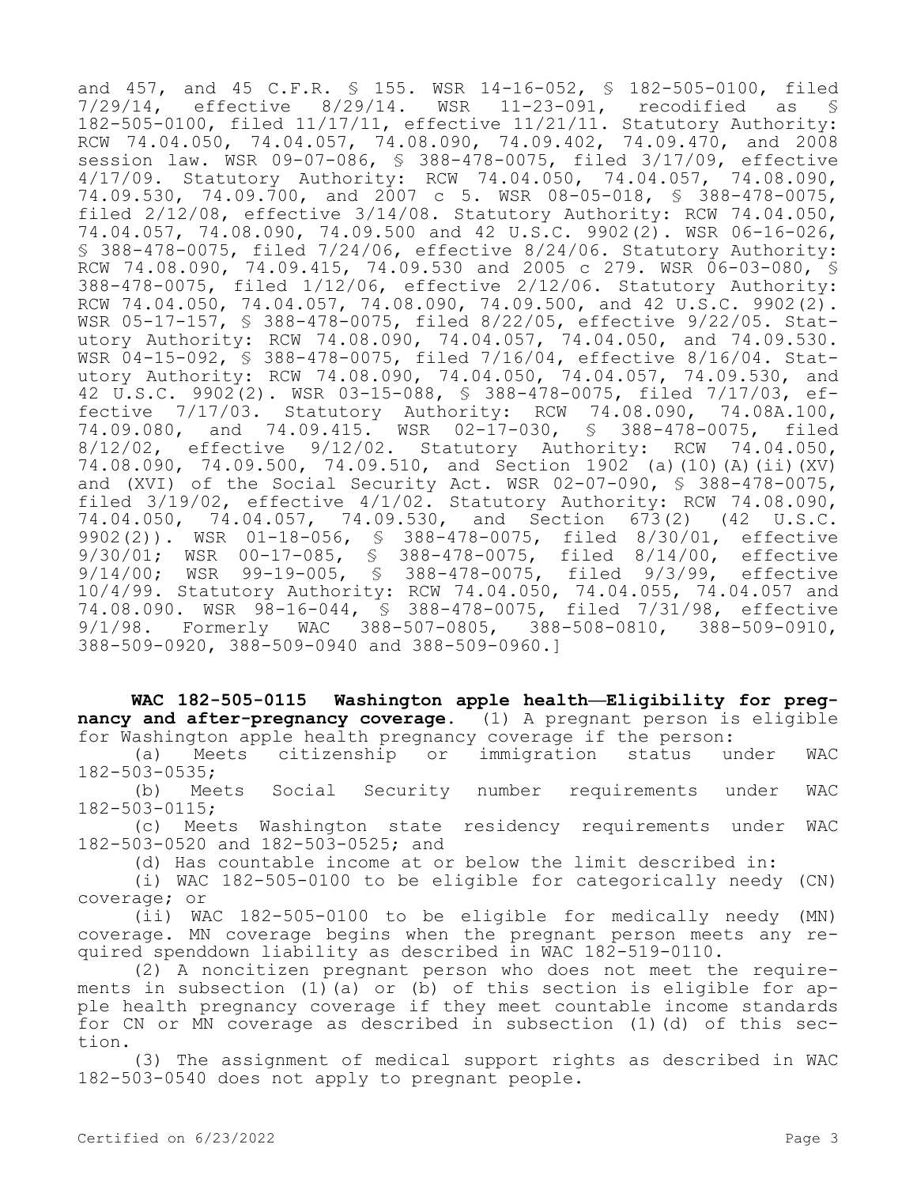and 457, and 45 C.F.R. § 155. WSR 14-16-052, § 182-505-0100, filed 7/29/14, effective 8/29/14. WSR 11-23-091, recodified as § 182-505-0100, filed 11/17/11, effective 11/21/11. Statutory Authority: RCW 74.04.050, 74.04.057, 74.08.090, 74.09.402, 74.09.470, and 2008 session law. WSR 09-07-086, § 388-478-0075, filed 3/17/09, effective 4/17/09. Statutory Authority: RCW 74.04.050, 74.04.057, 74.08.090, 74.09.530, 74.09.700, and 2007 c 5. WSR 08-05-018, § 388-478-0075, filed 2/12/08, effective 3/14/08. Statutory Authority: RCW 74.04.050, 74.04.057, 74.08.090, 74.09.500 and 42 U.S.C. 9902(2). WSR 06-16-026, § 388-478-0075, filed 7/24/06, effective 8/24/06. Statutory Authority: RCW 74.08.090, 74.09.415, 74.09.530 and 2005 c 279. WSR 06-03-080, § 388-478-0075, filed 1/12/06, effective 2/12/06. Statutory Authority: RCW 74.04.050, 74.04.057, 74.08.090, 74.09.500, and 42 U.S.C. 9902(2). WSR 05-17-157, § 388-478-0075, filed 8/22/05, effective 9/22/05. Statutory Authority: RCW 74.08.090, 74.04.057, 74.04.050, and 74.09.530. WSR 04-15-092, § 388-478-0075, filed 7/16/04, effective 8/16/04. Statutory Authority: RCW 74.08.090, 74.04.050, 74.04.057, 74.09.530, and 42 U.S.C. 9902(2). WSR 03-15-088, § 388-478-0075, filed 7/17/03, effective 7/17/03. Statutory Authority: RCW 74.08.090, 74.08A.100, 74.09.080, and 74.09.415. WSR 02-17-030, § 388-478-0075, filed 8/12/02, effective 9/12/02. Statutory Authority: RCW 74.04.050, 74.08.090, 74.09.500, 74.09.510, and Section 1902 (a)(10)(A)(ii)(XV) and (XVI) of the Social Security Act. WSR 02-07-090, § 388-478-0075, filed 3/19/02, effective 4/1/02. Statutory Authority: RCW 74.08.090, 74.04.050, 74.04.057, 74.09.530, and Section 673(2) (42 U.S.C. 9902(2)). WSR 01-18-056, § 388-478-0075, filed 8/30/01, effective 9/30/01; WSR 00-17-085, § 388-478-0075, filed 8/14/00, effective 9/14/00; WSR 99-19-005, § 388-478-0075, filed 9/3/99, effective 10/4/99. Statutory Authority: RCW 74.04.050, 74.04.055, 74.04.057 and 74.08.090. WSR 98-16-044, § 388-478-0075, filed 7/31/98, effective 9/1/98. Formerly WAC 388-507-0805, 388-508-0810, 388-509-0910, 388-509-0920, 388-509-0940 and 388-509-0960.]

**WAC 182-505-0115 Washington apple health—Eligibility for pregnancy and after-pregnancy coverage.** (1) A pregnant person is eligible for Washington apple health pregnancy coverage if the person:

(a) Meets citizenship or immigration status under WAC 182-503-0535;

(b) Meets Social Security number requirements under WAC 182-503-0115;

(c) Meets Washington state residency requirements under WAC 182-503-0520 and 182-503-0525; and

(d) Has countable income at or below the limit described in:

(i) WAC 182-505-0100 to be eligible for categorically needy (CN) coverage; or

(ii) WAC 182-505-0100 to be eligible for medically needy (MN) coverage. MN coverage begins when the pregnant person meets any required spenddown liability as described in WAC 182-519-0110.

(2) A noncitizen pregnant person who does not meet the requirements in subsection (1)(a) or (b) of this section is eligible for apple health pregnancy coverage if they meet countable income standards for CN or MN coverage as described in subsection (1)(d) of this section.

(3) The assignment of medical support rights as described in WAC 182-503-0540 does not apply to pregnant people.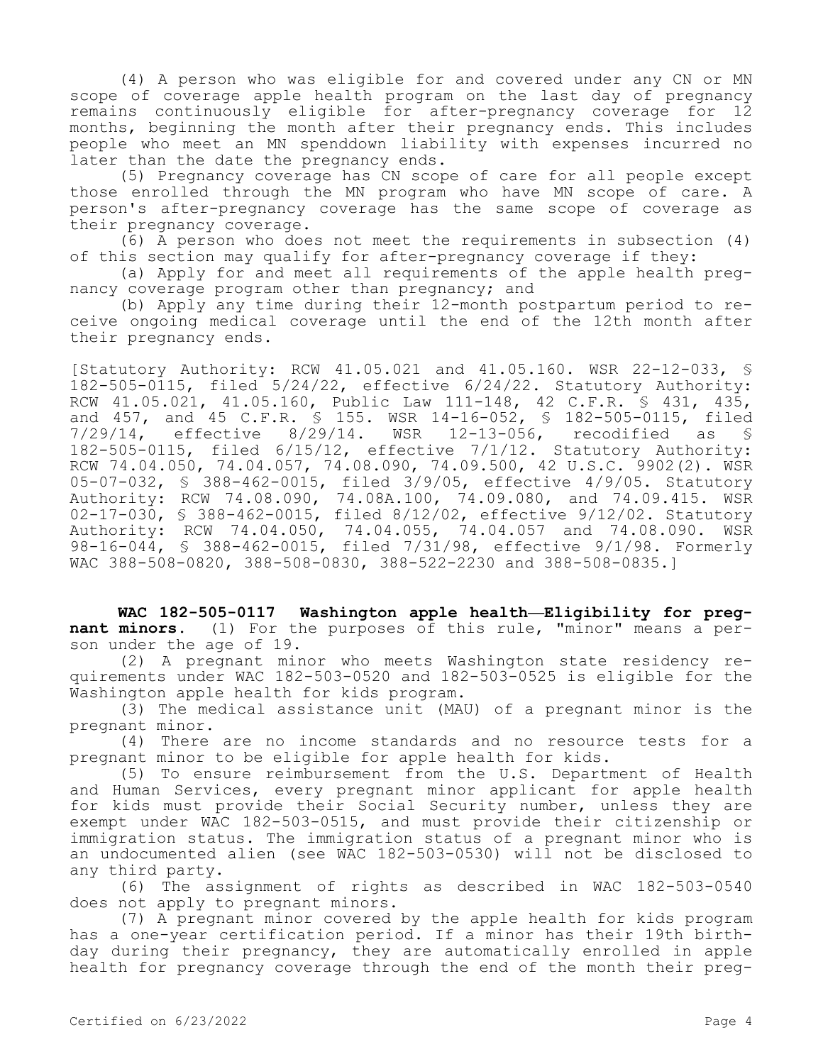(4) A person who was eligible for and covered under any CN or MN scope of coverage apple health program on the last day of pregnancy remains continuously eligible for after-pregnancy coverage for 12 months, beginning the month after their pregnancy ends. This includes people who meet an MN spenddown liability with expenses incurred no later than the date the pregnancy ends.

(5) Pregnancy coverage has CN scope of care for all people except those enrolled through the MN program who have MN scope of care. A person's after-pregnancy coverage has the same scope of coverage as their pregnancy coverage.

(6) A person who does not meet the requirements in subsection (4) of this section may qualify for after-pregnancy coverage if they:

(a) Apply for and meet all requirements of the apple health pregnancy coverage program other than pregnancy; and

(b) Apply any time during their 12-month postpartum period to receive ongoing medical coverage until the end of the 12th month after their pregnancy ends.

[Statutory Authority: RCW 41.05.021 and 41.05.160. WSR 22-12-033, § 182-505-0115, filed 5/24/22, effective 6/24/22. Statutory Authority: RCW 41.05.021, 41.05.160, Public Law 111-148, 42 C.F.R. § 431, 435, and 457, and 45 C.F.R. § 155. WSR 14-16-052, § 182-505-0115, filed 7/29/14, effective 8/29/14. WSR 12-13-056, recodified as § 182-505-0115, filed 6/15/12, effective 7/1/12. Statutory Authority: RCW 74.04.050, 74.04.057, 74.08.090, 74.09.500, 42 U.S.C. 9902(2). WSR 05-07-032, § 388-462-0015, filed 3/9/05, effective 4/9/05. Statutory Authority: RCW 74.08.090, 74.08A.100, 74.09.080, and 74.09.415. WSR 02-17-030, § 388-462-0015, filed 8/12/02, effective 9/12/02. Statutory Authority: RCW 74.04.050, 74.04.055, 74.04.057 and 74.08.090. WSR 98-16-044, § 388-462-0015, filed 7/31/98, effective 9/1/98. Formerly WAC 388-508-0820, 388-508-0830, 388-522-2230 and 388-508-0835.]

**WAC 182-505-0117 Washington apple health—Eligibility for pregnant minors.** (1) For the purposes of this rule, "minor" means a person under the age of 19.

(2) A pregnant minor who meets Washington state residency requirements under WAC 182-503-0520 and 182-503-0525 is eligible for the Washington apple health for kids program.

(3) The medical assistance unit (MAU) of a pregnant minor is the pregnant minor.

(4) There are no income standards and no resource tests for a pregnant minor to be eligible for apple health for kids.

(5) To ensure reimbursement from the U.S. Department of Health and Human Services, every pregnant minor applicant for apple health for kids must provide their Social Security number, unless they are exempt under WAC 182-503-0515, and must provide their citizenship or immigration status. The immigration status of a pregnant minor who is an undocumented alien (see WAC 182-503-0530) will not be disclosed to any third party.

(6) The assignment of rights as described in WAC 182-503-0540 does not apply to pregnant minors.

(7) A pregnant minor covered by the apple health for kids program has a one-year certification period. If a minor has their 19th birthday during their pregnancy, they are automatically enrolled in apple health for pregnancy coverage through the end of the month their preg-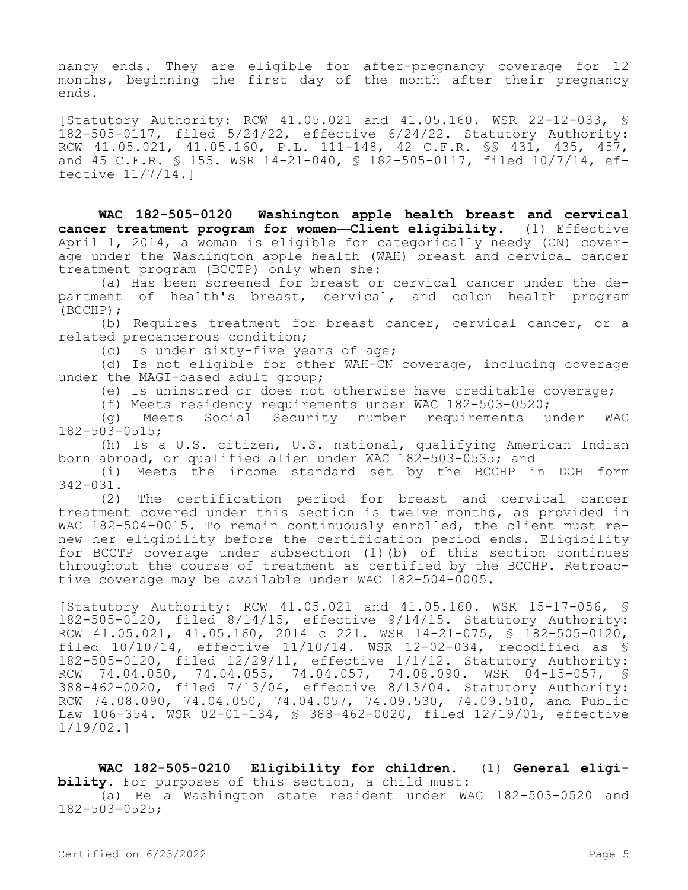nancy ends. They are eligible for after-pregnancy coverage for 12 months, beginning the first day of the month after their pregnancy ends.

[Statutory Authority: RCW 41.05.021 and 41.05.160. WSR 22-12-033, § 182-505-0117, filed 5/24/22, effective 6/24/22. Statutory Authority: RCW 41.05.021, 41.05.160, P.L. 111-148, 42 C.F.R. §§ 431, 435, 457, and 45 C.F.R. § 155. WSR 14-21-040, § 182-505-0117, filed 10/7/14, effective 11/7/14.]

**WAC 182-505-0120 Washington apple health breast and cervical cancer treatment program for women—Client eligibility.** (1) Effective April 1, 2014, a woman is eligible for categorically needy (CN) coverage under the Washington apple health (WAH) breast and cervical cancer treatment program (BCCTP) only when she:

(a) Has been screened for breast or cervical cancer under the department of health's breast, cervical, and colon health program (BCCHP);

(b) Requires treatment for breast cancer, cervical cancer, or a related precancerous condition;

(c) Is under sixty-five years of age;

(d) Is not eligible for other WAH-CN coverage, including coverage under the MAGI-based adult group;

(e) Is uninsured or does not otherwise have creditable coverage;

(f) Meets residency requirements under WAC 182-503-0520;

(g) Meets Social Security number requirements under WAC 182-503-0515;

(h) Is a U.S. citizen, U.S. national, qualifying American Indian born abroad, or qualified alien under WAC 182-503-0535; and

(i) Meets the income standard set by the BCCHP in DOH form 342-031.

(2) The certification period for breast and cervical cancer treatment covered under this section is twelve months, as provided in WAC 182-504-0015. To remain continuously enrolled, the client must renew her eligibility before the certification period ends. Eligibility for BCCTP coverage under subsection (1)(b) of this section continues throughout the course of treatment as certified by the BCCHP. Retroactive coverage may be available under WAC 182-504-0005.

[Statutory Authority: RCW 41.05.021 and 41.05.160. WSR 15-17-056, § 182-505-0120, filed 8/14/15, effective 9/14/15. Statutory Authority: RCW 41.05.021, 41.05.160, 2014 c 221. WSR 14-21-075, § 182-505-0120, filed 10/10/14, effective 11/10/14. WSR 12-02-034, recodified as § 182-505-0120, filed 12/29/11, effective 1/1/12. Statutory Authority: RCW 74.04.050, 74.04.055, 74.04.057, 74.08.090. WSR 04-15-057, § 388-462-0020, filed 7/13/04, effective 8/13/04. Statutory Authority: RCW 74.08.090, 74.04.050, 74.04.057, 74.09.530, 74.09.510, and Public Law 106-354. WSR 02-01-134, § 388-462-0020, filed 12/19/01, effective 1/19/02.]

**WAC 182-505-0210 Eligibility for children.** (1) **General eligibility.** For purposes of this section, a child must:

(a) Be a Washington state resident under WAC 182-503-0520 and 182-503-0525;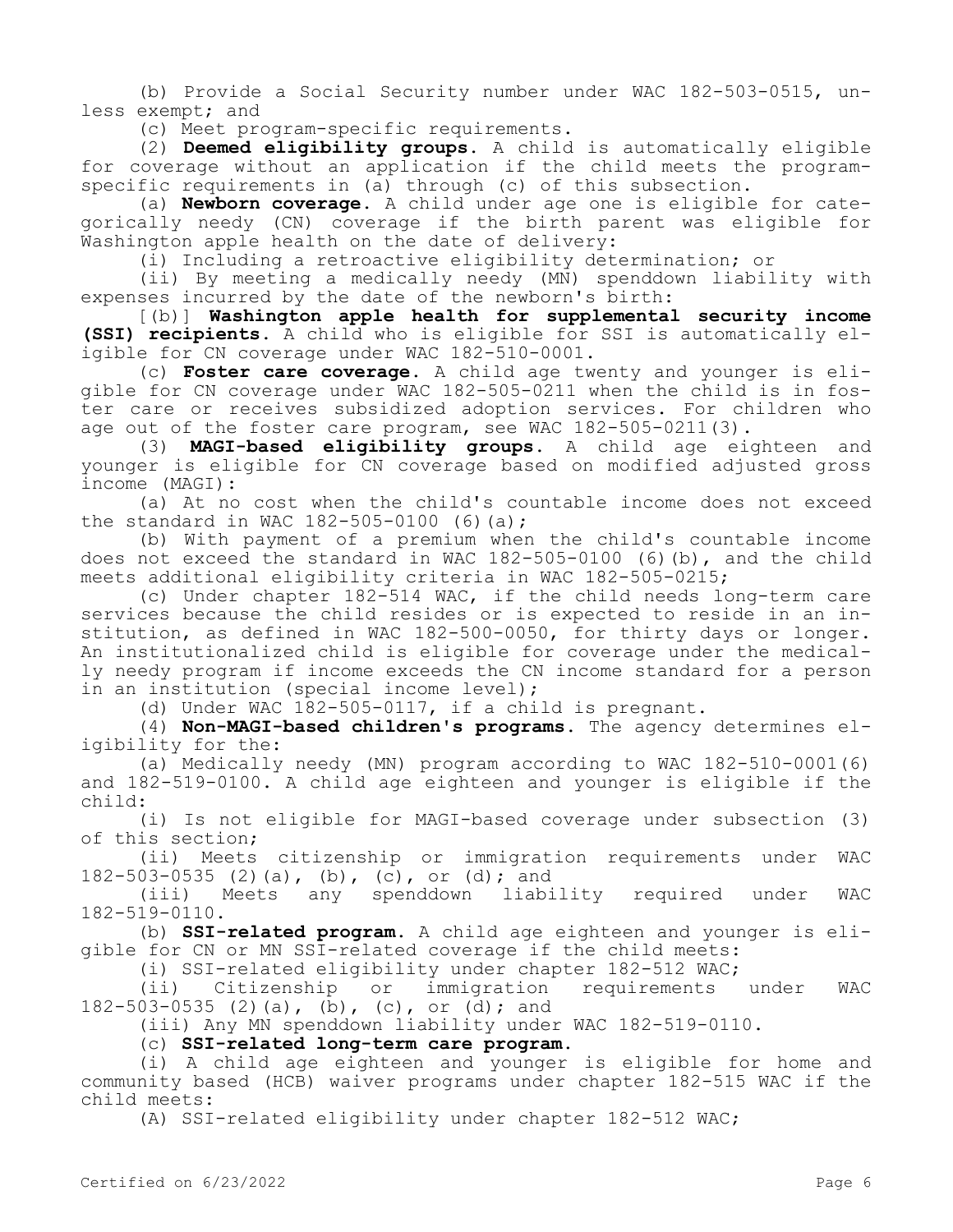(b) Provide a Social Security number under WAC 182-503-0515, unless exempt; and

(c) Meet program-specific requirements.

(2) **Deemed eligibility groups.** A child is automatically eligible for coverage without an application if the child meets the program-specific requirements in (a) through (c) of this subsection.

(a) **Newborn coverage.** A child under age one is eligible for categorically needy (CN) coverage if the birth parent was eligible for Washington apple health on the date of delivery:

(i) Including a retroactive eligibility determination; or

(ii) By meeting a medically needy (MN) spenddown liability with expenses incurred by the date of the newborn's birth:

[(b)] **Washington apple health for supplemental security income (SSI) recipients.** A child who is eligible for SSI is automatically eligible for CN coverage under WAC 182-510-0001.

(c) **Foster care coverage.** A child age twenty and younger is eligible for CN coverage under WAC 182-505-0211 when the child is in foster care or receives subsidized adoption services. For children who age out of the foster care program, see WAC 182-505-0211(3).

(3) **MAGI-based eligibility groups.** A child age eighteen and younger is eligible for CN coverage based on modified adjusted gross income (MAGI):

(a) At no cost when the child's countable income does not exceed the standard in WAC 182-505-0100 (6)(a);

(b) With payment of a premium when the child's countable income does not exceed the standard in WAC 182-505-0100 (6)(b), and the child meets additional eligibility criteria in WAC 182-505-0215;

(c) Under chapter 182-514 WAC, if the child needs long-term care services because the child resides or is expected to reside in an institution, as defined in WAC 182-500-0050, for thirty days or longer. An institutionalized child is eligible for coverage under the medically needy program if income exceeds the CN income standard for a person in an institution (special income level);

(d) Under WAC 182-505-0117, if a child is pregnant.

(4) **Non-MAGI-based children's programs.** The agency determines eligibility for the:

(a) Medically needy (MN) program according to WAC 182-510-0001(6) and 182-519-0100. A child age eighteen and younger is eligible if the child:

(i) Is not eligible for MAGI-based coverage under subsection (3) of this section;

(ii) Meets citizenship or immigration requirements under WAC 182-503-0535 (2)(a), (b), (c), or (d); and

(iii) Meets any spenddown liability required under WAC 182-519-0110.

(b) **SSI-related program.** A child age eighteen and younger is eligible for CN or MN SSI-related coverage if the child meets:

(i) SSI-related eligibility under chapter 182-512 WAC;

(ii) Citizenship or immigration requirements under WAC 182-503-0535 (2)(a), (b), (c), or (d); and

(iii) Any MN spenddown liability under WAC 182-519-0110.

(c) **SSI-related long-term care program.**

(i) A child age eighteen and younger is eligible for home and community based (HCB) waiver programs under chapter 182-515 WAC if the child meets:

(A) SSI-related eligibility under chapter 182-512 WAC;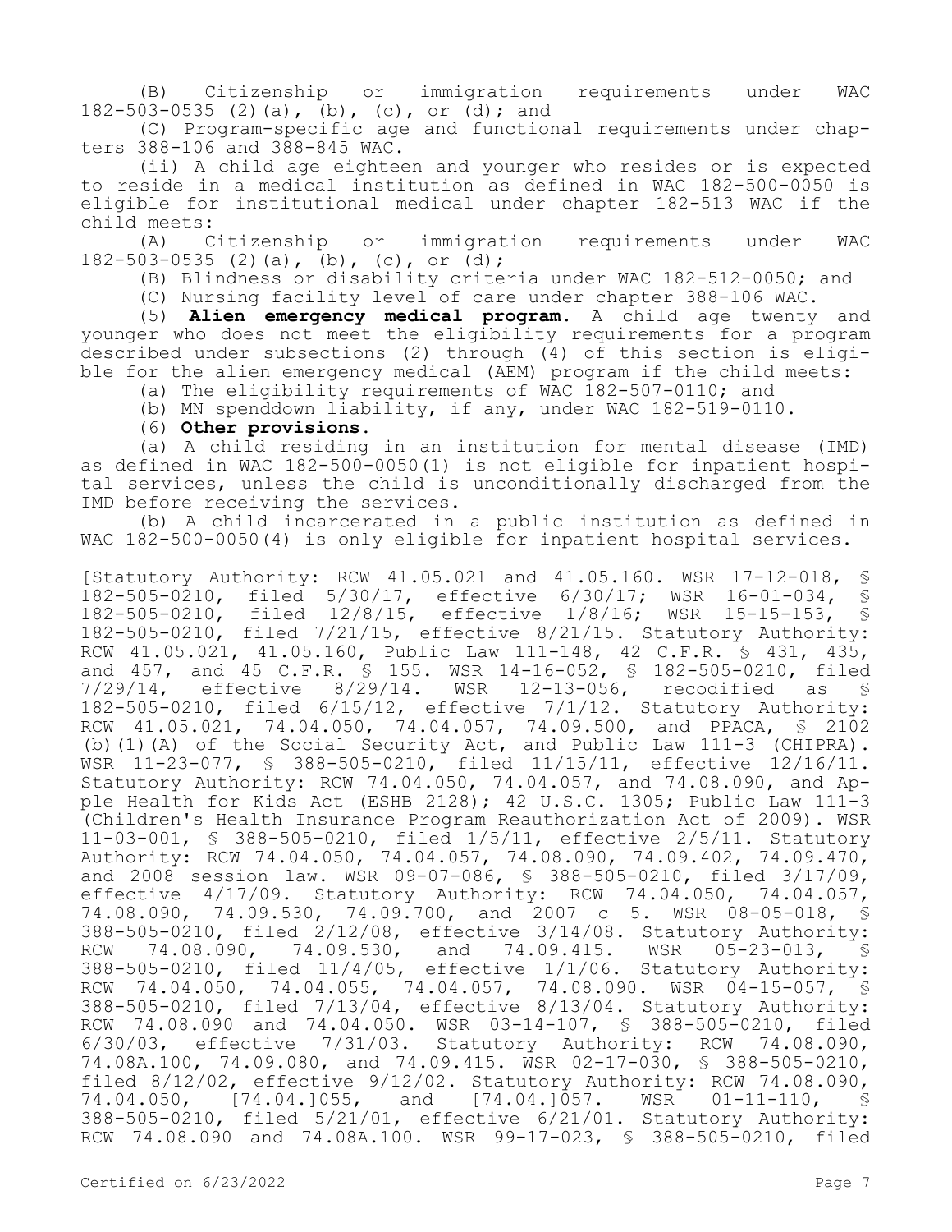(B) Citizenship or immigration requirements under WAC 182-503-0535 (2)(a), (b), (c), or (d); and

(C) Program-specific age and functional requirements under chapters 388-106 and 388-845 WAC.

(ii) A child age eighteen and younger who resides or is expected to reside in a medical institution as defined in WAC 182-500-0050 is eligible for institutional medical under chapter 182-513 WAC if the child meets:

(A) Citizenship or immigration requirements under WAC 182-503-0535 (2)(a), (b), (c), or (d);

(B) Blindness or disability criteria under WAC 182-512-0050; and

(C) Nursing facility level of care under chapter 388-106 WAC.

(5) **Alien emergency medical program.** A child age twenty and younger who does not meet the eligibility requirements for a program described under subsections (2) through (4) of this section is eligible for the alien emergency medical (AEM) program if the child meets:

(a) The eligibility requirements of WAC 182-507-0110; and

(b) MN spenddown liability, if any, under WAC 182-519-0110.

(6) **Other provisions.**

(a) A child residing in an institution for mental disease (IMD) as defined in WAC 182-500-0050(1) is not eligible for inpatient hospital services, unless the child is unconditionally discharged from the IMD before receiving the services.

(b) A child incarcerated in a public institution as defined in WAC 182-500-0050(4) is only eligible for inpatient hospital services.

[Statutory Authority: RCW 41.05.021 and 41.05.160. WSR 17-12-018, § 182-505-0210, filed 5/30/17, effective 6/30/17; WSR 16-01-034, § 182-505-0210, filed 12/8/15, effective 1/8/16; WSR 15-15-153, § 182-505-0210, filed 7/21/15, effective 8/21/15. Statutory Authority: RCW 41.05.021, 41.05.160, Public Law 111-148, 42 C.F.R. § 431, 435, and 457, and 45 C.F.R. § 155. WSR 14-16-052, § 182-505-0210, filed 7/29/14, effective 8/29/14. WSR 12-13-056, recodified as § 182-505-0210, filed 6/15/12, effective 7/1/12. Statutory Authority: RCW 41.05.021, 74.04.050, 74.04.057, 74.09.500, and PPACA, § 2102 (b)(1)(A) of the Social Security Act, and Public Law 111-3 (CHIPRA). WSR 11-23-077, § 388-505-0210, filed 11/15/11, effective 12/16/11. Statutory Authority: RCW 74.04.050, 74.04.057, and 74.08.090, and Apple Health for Kids Act (ESHB 2128); 42 U.S.C. 1305; Public Law 111-3 (Children's Health Insurance Program Reauthorization Act of 2009). WSR 11-03-001, § 388-505-0210, filed 1/5/11, effective 2/5/11. Statutory Authority: RCW 74.04.050, 74.04.057, 74.08.090, 74.09.402, 74.09.470, and 2008 session law. WSR 09-07-086, § 388-505-0210, filed 3/17/09, effective 4/17/09. Statutory Authority: RCW 74.04.050, 74.04.057, 74.08.090, 74.09.530, 74.09.700, and 2007 c 5. WSR 08-05-018, § 388-505-0210, filed 2/12/08, effective 3/14/08. Statutory Authority: RCW 74.08.090, 74.09.530, and 74.09.415. WSR 05-23-013, § 388-505-0210, filed 11/4/05, effective 1/1/06. Statutory Authority: RCW 74.04.050, 74.04.055, 74.04.057, 74.08.090. WSR 04-15-057, § 388-505-0210, filed 7/13/04, effective 8/13/04. Statutory Authority: RCW 74.08.090 and 74.04.050. WSR 03-14-107, § 388-505-0210, filed 6/30/03, effective 7/31/03. Statutory Authority: RCW 74.08.090, 74.08A.100, 74.09.080, and 74.09.415. WSR 02-17-030, § 388-505-0210, filed 8/12/02, effective 9/12/02. Statutory Authority: RCW 74.08.090, 74.04.050, [74.04.]055, and [74.04.]057. WSR 01-11-110, § 388-505-0210, filed 5/21/01, effective 6/21/01. Statutory Authority: RCW 74.08.090 and 74.08A.100. WSR 99-17-023, § 388-505-0210, filed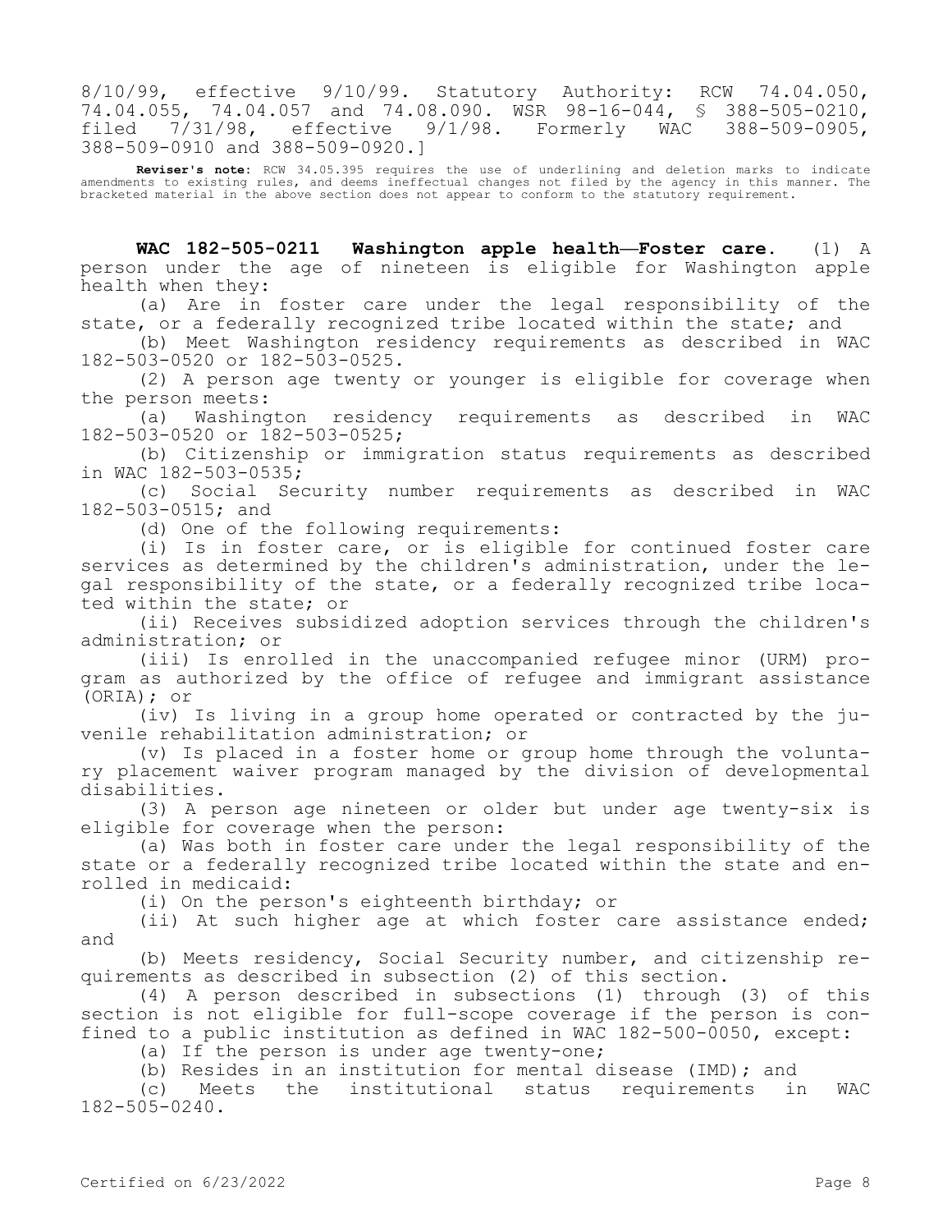8/10/99, effective 9/10/99. Statutory Authority: RCW 74.04.050, 74.04.055, 74.04.057 and 74.08.090. WSR 98-16-044, § 388-505-0210, filed 7/31/98, effective 9/1/98. Formerly WAC 388-509-0905, 388-509-0910 and 388-509-0920.]

**Reviser's note:** RCW 34.05.395 requires the use of underlining and deletion marks to indicate amendments to existing rules, and deems ineffectual changes not filed by the agency in this manner. The bracketed material in the above section does not appear to conform to the statutory requirement.

**WAC 182-505-0211 Washington apple health—Foster care.** (1) A person under the age of nineteen is eligible for Washington apple health when they:

(a) Are in foster care under the legal responsibility of the state, or a federally recognized tribe located within the state; and

(b) Meet Washington residency requirements as described in WAC 182-503-0520 or 182-503-0525.

(2) A person age twenty or younger is eligible for coverage when the person meets:

(a) Washington residency requirements as described in WAC 182-503-0520 or 182-503-0525;

(b) Citizenship or immigration status requirements as described in WAC 182-503-0535;

(c) Social Security number requirements as described in WAC 182-503-0515; and

(d) One of the following requirements:

(i) Is in foster care, or is eligible for continued foster care services as determined by the children's administration, under the legal responsibility of the state, or a federally recognized tribe located within the state; or

(ii) Receives subsidized adoption services through the children's administration; or

(iii) Is enrolled in the unaccompanied refugee minor (URM) program as authorized by the office of refugee and immigrant assistance (ORIA); or

(iv) Is living in a group home operated or contracted by the juvenile rehabilitation administration; or

(v) Is placed in a foster home or group home through the voluntary placement waiver program managed by the division of developmental disabilities.

(3) A person age nineteen or older but under age twenty-six is eligible for coverage when the person:

(a) Was both in foster care under the legal responsibility of the state or a federally recognized tribe located within the state and enrolled in medicaid:

(i) On the person's eighteenth birthday; or

(ii) At such higher age at which foster care assistance ended; and

(b) Meets residency, Social Security number, and citizenship requirements as described in subsection (2) of this section.

(4) A person described in subsections (1) through (3) of this section is not eligible for full-scope coverage if the person is confined to a public institution as defined in WAC 182-500-0050, except:

(a) If the person is under age twenty-one;

(b) Resides in an institution for mental disease (IMD); and

(c) Meets the institutional status requirements in WAC 182-505-0240.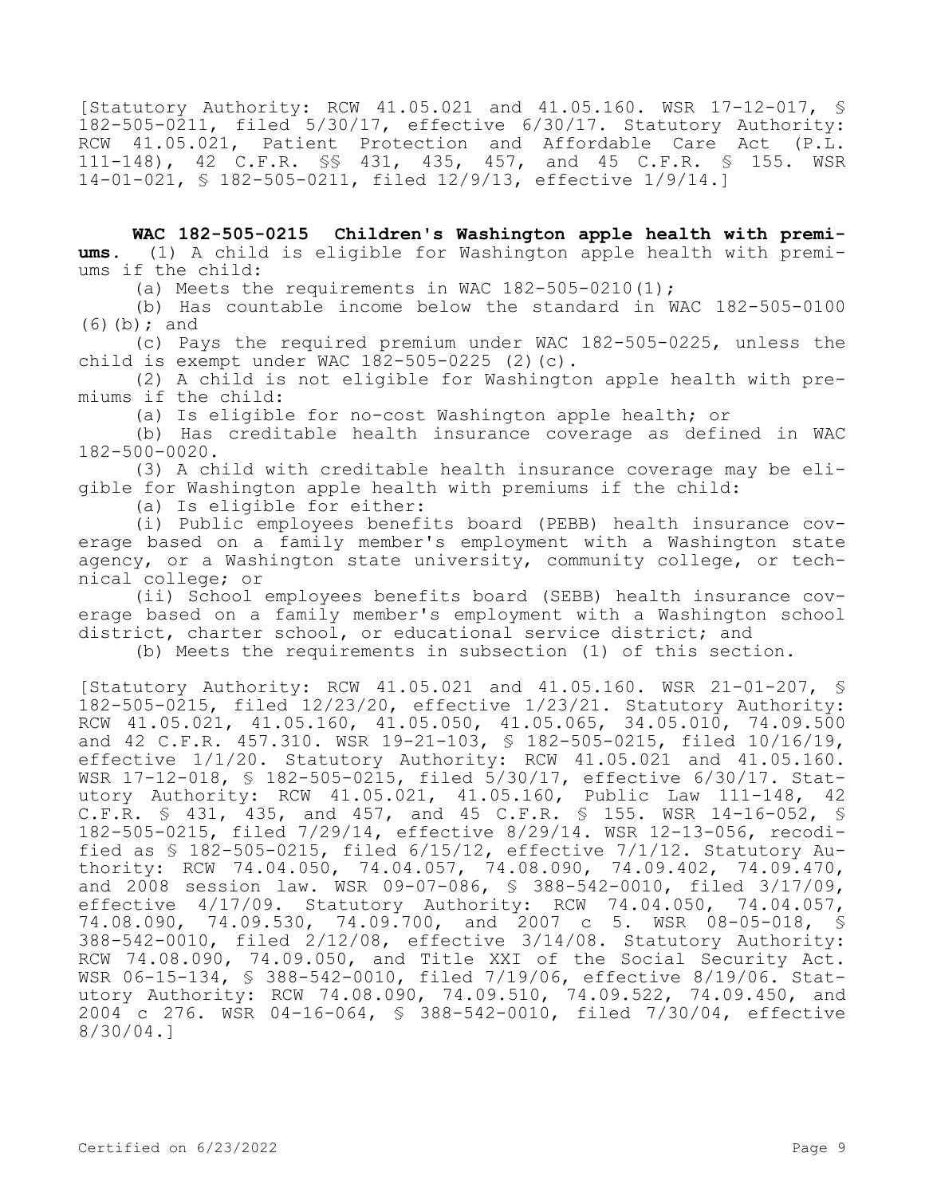[Statutory Authority: RCW 41.05.021 and 41.05.160. WSR 17-12-017, § 182-505-0211, filed 5/30/17, effective 6/30/17. Statutory Authority: RCW 41.05.021, Patient Protection and Affordable Care Act (P.L. 111-148), 42 C.F.R. §§ 431, 435, 457, and 45 C.F.R. § 155. WSR 14-01-021, § 182-505-0211, filed 12/9/13, effective 1/9/14.]

**WAC 182-505-0215 Children's Washington apple health with premiums.** (1) A child is eligible for Washington apple health with premiums if the child:

(a) Meets the requirements in WAC 182-505-0210(1);

(b) Has countable income below the standard in WAC 182-505-0100 (6)(b); and

(c) Pays the required premium under WAC 182-505-0225, unless the child is exempt under WAC 182-505-0225 (2)(c).

(2) A child is not eligible for Washington apple health with premiums if the child:

(a) Is eligible for no-cost Washington apple health; or

(b) Has creditable health insurance coverage as defined in WAC 182-500-0020.

(3) A child with creditable health insurance coverage may be eligible for Washington apple health with premiums if the child:

(a) Is eligible for either:

(i) Public employees benefits board (PEBB) health insurance coverage based on a family member's employment with a Washington state agency, or a Washington state university, community college, or technical college; or

(ii) School employees benefits board (SEBB) health insurance coverage based on a family member's employment with a Washington school district, charter school, or educational service district; and

(b) Meets the requirements in subsection (1) of this section.

[Statutory Authority: RCW 41.05.021 and 41.05.160. WSR 21-01-207, § 182-505-0215, filed 12/23/20, effective 1/23/21. Statutory Authority: RCW 41.05.021, 41.05.160, 41.05.050, 41.05.065, 34.05.010, 74.09.500 and 42 C.F.R. 457.310. WSR 19-21-103, § 182-505-0215, filed 10/16/19, effective 1/1/20. Statutory Authority: RCW 41.05.021 and 41.05.160. WSR 17-12-018, § 182-505-0215, filed 5/30/17, effective 6/30/17. Statutory Authority: RCW 41.05.021, 41.05.160, Public Law 111-148, 42 C.F.R. § 431, 435, and 457, and 45 C.F.R. § 155. WSR 14-16-052, § 182-505-0215, filed 7/29/14, effective 8/29/14. WSR 12-13-056, recodified as § 182-505-0215, filed 6/15/12, effective 7/1/12. Statutory Authority: RCW 74.04.050, 74.04.057, 74.08.090, 74.09.402, 74.09.470, and 2008 session law. WSR 09-07-086, § 388-542-0010, filed 3/17/09, effective 4/17/09. Statutory Authority: RCW 74.04.050, 74.04.057, 74.08.090, 74.09.530, 74.09.700, and 2007 c 5. WSR 08-05-018, § 388-542-0010, filed 2/12/08, effective 3/14/08. Statutory Authority: RCW 74.08.090, 74.09.050, and Title XXI of the Social Security Act. WSR 06-15-134, § 388-542-0010, filed 7/19/06, effective 8/19/06. Statutory Authority: RCW 74.08.090, 74.09.510, 74.09.522, 74.09.450, and 2004 c 276. WSR 04-16-064, § 388-542-0010, filed 7/30/04, effective 8/30/04.]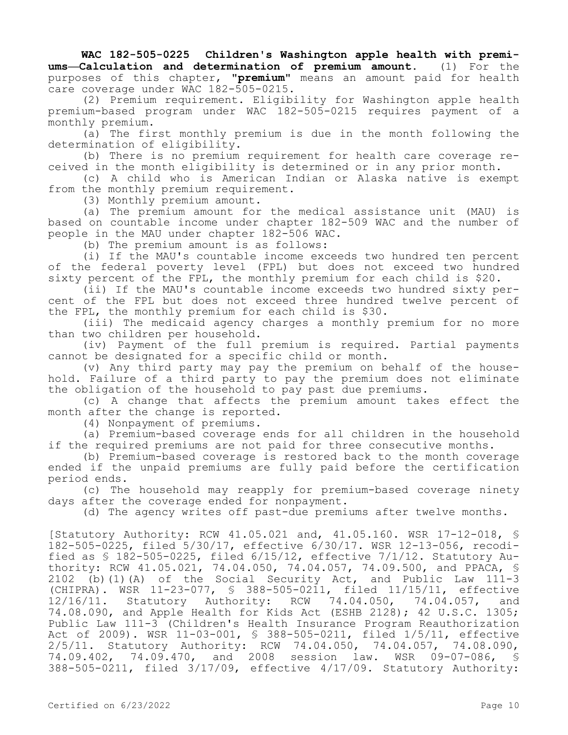**WAC 182-505-0225 Children's Washington apple health with premiums—Calculation and determination of premium amount.** (1) For the purposes of this chapter, "**premium**" means an amount paid for health care coverage under WAC 182-505-0215.

(2) Premium requirement. Eligibility for Washington apple health premium-based program under WAC 182-505-0215 requires payment of a monthly premium.

(a) The first monthly premium is due in the month following the determination of eligibility.

(b) There is no premium requirement for health care coverage received in the month eligibility is determined or in any prior month.

(c) A child who is American Indian or Alaska native is exempt from the monthly premium requirement.

(3) Monthly premium amount.

(a) The premium amount for the medical assistance unit (MAU) is based on countable income under chapter 182-509 WAC and the number of people in the MAU under chapter 182-506 WAC.

(b) The premium amount is as follows:

(i) If the MAU's countable income exceeds two hundred ten percent of the federal poverty level (FPL) but does not exceed two hundred sixty percent of the FPL, the monthly premium for each child is $20.

(ii) If the MAU's countable income exceeds two hundred sixty percent of the FPL but does not exceed three hundred twelve percent of the FPL, the monthly premium for each child is $30.

(iii) The medicaid agency charges a monthly premium for no more than two children per household.

(iv) Payment of the full premium is required. Partial payments cannot be designated for a specific child or month.

(v) Any third party may pay the premium on behalf of the household. Failure of a third party to pay the premium does not eliminate the obligation of the household to pay past due premiums.

(c) A change that affects the premium amount takes effect the month after the change is reported.

(4) Nonpayment of premiums.

(a) Premium-based coverage ends for all children in the household if the required premiums are not paid for three consecutive months.

(b) Premium-based coverage is restored back to the month coverage ended if the unpaid premiums are fully paid before the certification period ends.

(c) The household may reapply for premium-based coverage ninety days after the coverage ended for nonpayment.

(d) The agency writes off past-due premiums after twelve months.

[Statutory Authority: RCW 41.05.021 and, 41.05.160. WSR 17-12-018, § 182-505-0225, filed 5/30/17, effective 6/30/17. WSR 12-13-056, recodified as § 182-505-0225, filed 6/15/12, effective 7/1/12. Statutory Authority: RCW 41.05.021, 74.04.050, 74.04.057, 74.09.500, and PPACA, § 2102 (b)(1)(A) of the Social Security Act, and Public Law 111-3 (CHIPRA). WSR 11-23-077, § 388-505-0211, filed 11/15/11, effective 12/16/11. Statutory Authority: RCW 74.04.050, 74.04.057, and 74.08.090, and Apple Health for Kids Act (ESHB 2128); 42 U.S.C. 1305; Public Law 111-3 (Children's Health Insurance Program Reauthorization Act of 2009). WSR 11-03-001, § 388-505-0211, filed 1/5/11, effective 2/5/11. Statutory Authority: RCW 74.04.050, 74.04.057, 74.08.090, 74.09.402, 74.09.470, and 2008 session law. WSR 09-07-086, § 388-505-0211, filed 3/17/09, effective 4/17/09. Statutory Authority: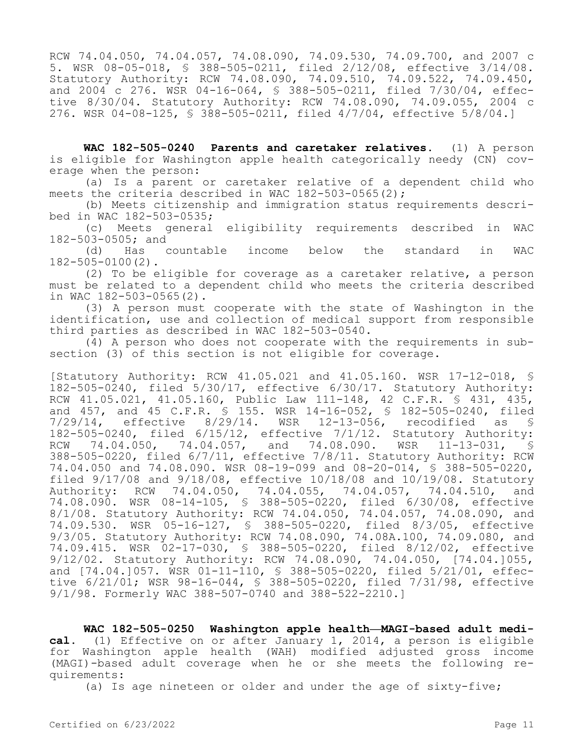RCW 74.04.050, 74.04.057, 74.08.090, 74.09.530, 74.09.700, and 2007 c 5. WSR 08-05-018, § 388-505-0211, filed 2/12/08, effective 3/14/08. Statutory Authority: RCW 74.08.090, 74.09.510, 74.09.522, 74.09.450, and 2004 c 276. WSR 04-16-064, § 388-505-0211, filed 7/30/04, effective 8/30/04. Statutory Authority: RCW 74.08.090, 74.09.055, 2004 c 276. WSR 04-08-125, § 388-505-0211, filed 4/7/04, effective 5/8/04.]

**WAC 182-505-0240 Parents and caretaker relatives.** (1) A person is eligible for Washington apple health categorically needy (CN) coverage when the person:

(a) Is a parent or caretaker relative of a dependent child who meets the criteria described in WAC 182-503-0565(2);

(b) Meets citizenship and immigration status requirements described in WAC 182-503-0535;

(c) Meets general eligibility requirements described in WAC 182-503-0505; and

(d) Has countable income below the standard in WAC 182-505-0100(2).

(2) To be eligible for coverage as a caretaker relative, a person must be related to a dependent child who meets the criteria described in WAC 182-503-0565(2).

(3) A person must cooperate with the state of Washington in the identification, use and collection of medical support from responsible third parties as described in WAC 182-503-0540.

(4) A person who does not cooperate with the requirements in subsection (3) of this section is not eligible for coverage.

[Statutory Authority: RCW 41.05.021 and 41.05.160. WSR 17-12-018, § 182-505-0240, filed 5/30/17, effective 6/30/17. Statutory Authority: RCW 41.05.021, 41.05.160, Public Law 111-148, 42 C.F.R. § 431, 435, and 457, and 45 C.F.R. § 155. WSR 14-16-052, § 182-505-0240, filed 7/29/14, effective 8/29/14. WSR 12-13-056, recodified as § 182-505-0240, filed 6/15/12, effective 7/1/12. Statutory Authority: RCW 74.04.050, 74.04.057, and 74.08.090. WSR 11-13-031, § 388-505-0220, filed 6/7/11, effective 7/8/11. Statutory Authority: RCW 74.04.050 and 74.08.090. WSR 08-19-099 and 08-20-014, § 388-505-0220, filed 9/17/08 and 9/18/08, effective 10/18/08 and 10/19/08. Statutory Authority: RCW 74.04.050, 74.04.055, 74.04.057, 74.04.510, and 74.08.090. WSR 08-14-105, § 388-505-0220, filed 6/30/08, effective 8/1/08. Statutory Authority: RCW 74.04.050, 74.04.057, 74.08.090, and 74.09.530. WSR 05-16-127, § 388-505-0220, filed 8/3/05, effective 9/3/05. Statutory Authority: RCW 74.08.090, 74.08A.100, 74.09.080, and 74.09.415. WSR 02-17-030, § 388-505-0220, filed 8/12/02, effective 9/12/02. Statutory Authority: RCW 74.08.090, 74.04.050, [74.04.]055, and [74.04.]057. WSR 01-11-110, § 388-505-0220, filed 5/21/01, effective 6/21/01; WSR 98-16-044, § 388-505-0220, filed 7/31/98, effective 9/1/98. Formerly WAC 388-507-0740 and 388-522-2210.]

**WAC 182-505-0250 Washington apple health—MAGI-based adult medical.** (1) Effective on or after January 1, 2014, a person is eligible for Washington apple health (WAH) modified adjusted gross income (MAGI)-based adult coverage when he or she meets the following requirements:

(a) Is age nineteen or older and under the age of sixty-five;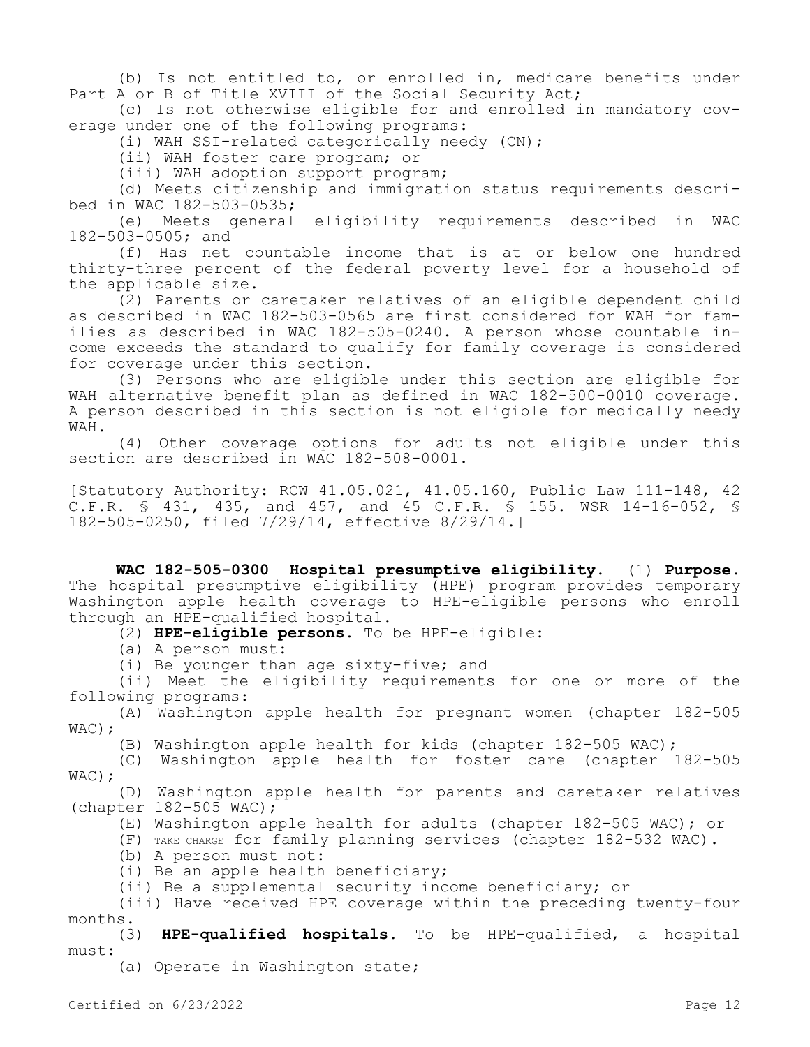(b) Is not entitled to, or enrolled in, medicare benefits under Part A or B of Title XVIII of the Social Security Act;

(c) Is not otherwise eligible for and enrolled in mandatory coverage under one of the following programs:

(i) WAH SSI-related categorically needy (CN);

(ii) WAH foster care program; or

(iii) WAH adoption support program;

(d) Meets citizenship and immigration status requirements described in WAC 182-503-0535;

(e) Meets general eligibility requirements described in WAC 182-503-0505; and

(f) Has net countable income that is at or below one hundred thirty-three percent of the federal poverty level for a household of the applicable size.

(2) Parents or caretaker relatives of an eligible dependent child as described in WAC 182-503-0565 are first considered for WAH for families as described in WAC 182-505-0240. A person whose countable income exceeds the standard to qualify for family coverage is considered for coverage under this section.

(3) Persons who are eligible under this section are eligible for WAH alternative benefit plan as defined in WAC 182-500-0010 coverage. A person described in this section is not eligible for medically needy WAH.

(4) Other coverage options for adults not eligible under this section are described in WAC 182-508-0001.

[Statutory Authority: RCW 41.05.021, 41.05.160, Public Law 111-148, 42 C.F.R. § 431, 435, and 457, and 45 C.F.R. § 155. WSR 14-16-052, § 182-505-0250, filed 7/29/14, effective 8/29/14.]

**WAC 182-505-0300 Hospital presumptive eligibility.** (1) **Purpose.** The hospital presumptive eligibility (HPE) program provides temporary Washington apple health coverage to HPE-eligible persons who enroll through an HPE-qualified hospital.

(2) **HPE-eligible persons.** To be HPE-eligible:

(a) A person must:

(i) Be younger than age sixty-five; and

(ii) Meet the eligibility requirements for one or more of the following programs:

(A) Washington apple health for pregnant women (chapter 182-505 WAC);

(B) Washington apple health for kids (chapter 182-505 WAC);

(C) Washington apple health for foster care (chapter 182-505 WAC);

(D) Washington apple health for parents and caretaker relatives (chapter 182-505 WAC);

(E) Washington apple health for adults (chapter 182-505 WAC); or

(F) TAKE CHARGE for family planning services (chapter 182-532 WAC).

(b) A person must not:

(i) Be an apple health beneficiary;

(ii) Be a supplemental security income beneficiary; or

(iii) Have received HPE coverage within the preceding twenty-four months.

(3) **HPE-qualified hospitals.** To be HPE-qualified, a hospital must:

(a) Operate in Washington state;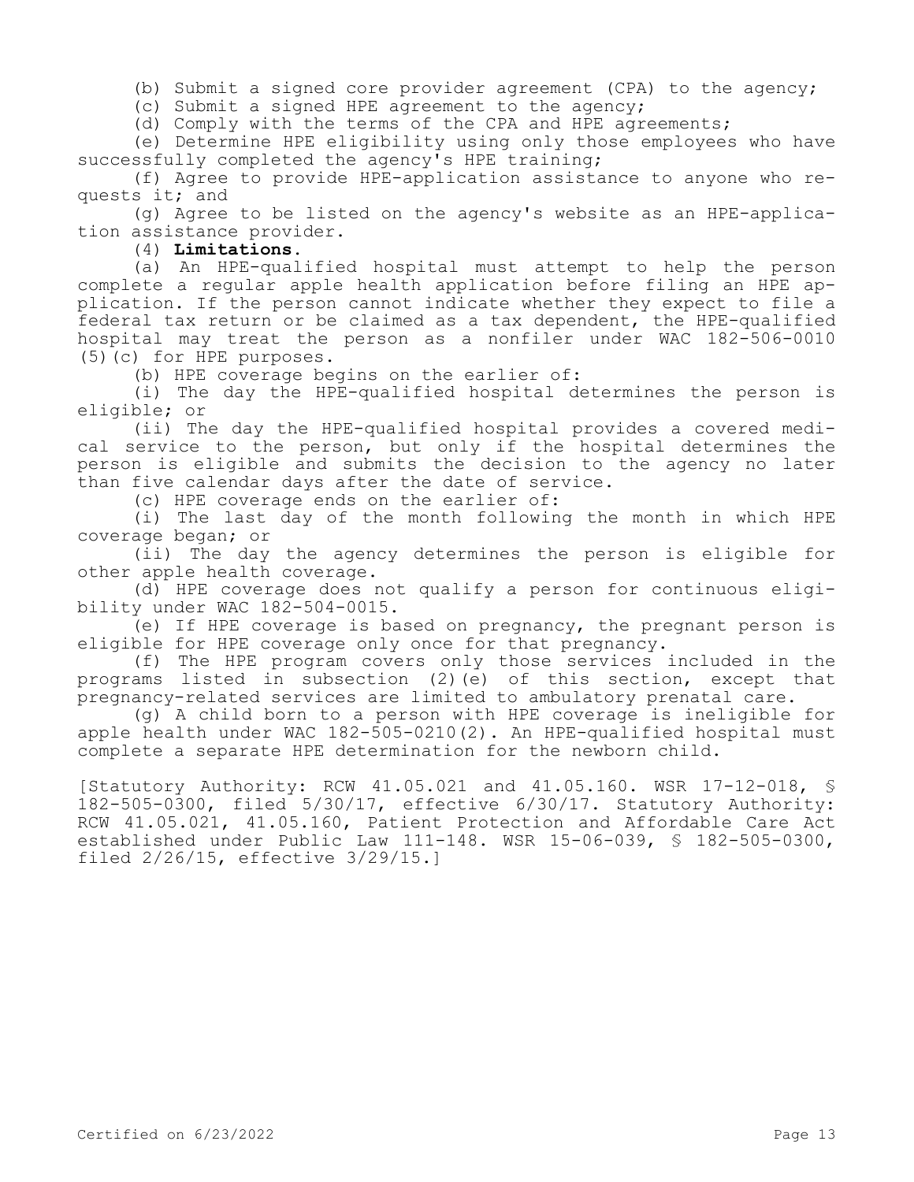(b) Submit a signed core provider agreement (CPA) to the agency;

(c) Submit a signed HPE agreement to the agency;

(d) Comply with the terms of the CPA and HPE agreements;

(e) Determine HPE eligibility using only those employees who have successfully completed the agency's HPE training;

(f) Agree to provide HPE-application assistance to anyone who requests it; and

(g) Agree to be listed on the agency's website as an HPE-application assistance provider.

(4) **Limitations.**

(a) An HPE-qualified hospital must attempt to help the person complete a regular apple health application before filing an HPE application. If the person cannot indicate whether they expect to file a federal tax return or be claimed as a tax dependent, the HPE-qualified hospital may treat the person as a nonfiler under WAC 182-506-0010 (5)(c) for HPE purposes.

(b) HPE coverage begins on the earlier of:

(i) The day the HPE-qualified hospital determines the person is eligible; or

(ii) The day the HPE-qualified hospital provides a covered medical service to the person, but only if the hospital determines the person is eligible and submits the decision to the agency no later than five calendar days after the date of service.

(c) HPE coverage ends on the earlier of:

(i) The last day of the month following the month in which HPE coverage began; or

(ii) The day the agency determines the person is eligible for other apple health coverage.

(d) HPE coverage does not qualify a person for continuous eligibility under WAC 182-504-0015.

(e) If HPE coverage is based on pregnancy, the pregnant person is eligible for HPE coverage only once for that pregnancy.

(f) The HPE program covers only those services included in the programs listed in subsection (2)(e) of this section, except that pregnancy-related services are limited to ambulatory prenatal care.

(g) A child born to a person with HPE coverage is ineligible for apple health under WAC 182-505-0210(2). An HPE-qualified hospital must complete a separate HPE determination for the newborn child.

[Statutory Authority: RCW 41.05.021 and 41.05.160. WSR 17-12-018, § 182-505-0300, filed 5/30/17, effective 6/30/17. Statutory Authority: RCW 41.05.021, 41.05.160, Patient Protection and Affordable Care Act established under Public Law 111-148. WSR 15-06-039, § 182-505-0300, filed 2/26/15, effective 3/29/15.]